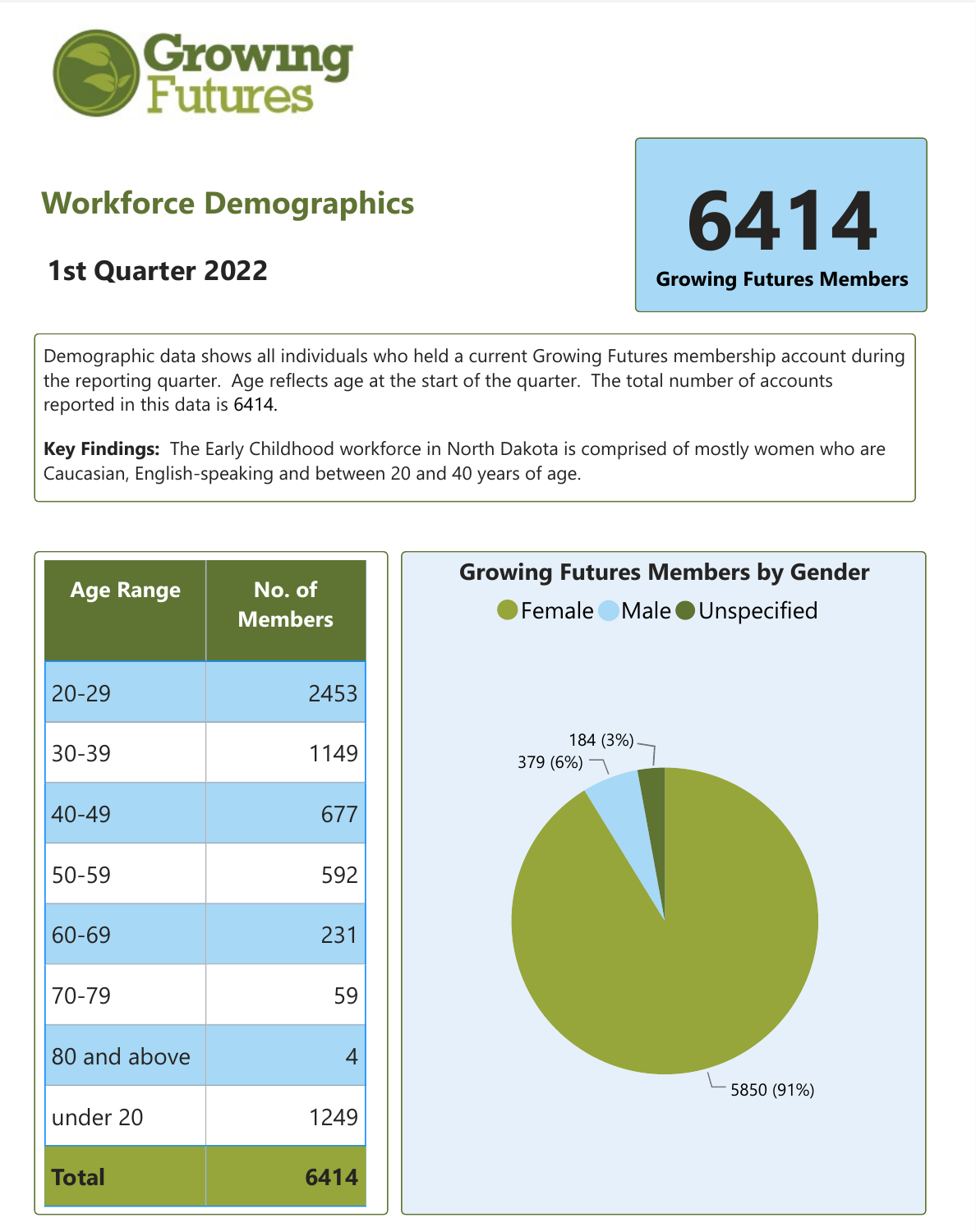# Growing Futures

## Workforce Demographics

### 1st Quarter 2022

**6414**

**Growing Futures Members**

Demographic data shows all individuals who held a current Growing Futures membership account during the reporting quarter. Age reflects age at the start of the quarter. The total number of accounts reported in this data is 6414.

**Key Findings:** The Early Childhood workforce in North Dakota is comprised of mostly women who are Caucasian, English-speaking and between 20 and 40 years of age.

| Age Range | No. of Members |
|---|---:|
| 20-29 | 2453 |
| 30-39 | 1149 |
| 40-49 | 677 |
| 50-59 | 592 |
| 60-69 | 231 |
| 70-79 | 59 |
| 80 and above | 4 |
| under 20 | 1249 |
| **Total** | **6414** |

**Growing Futures Members by Gender**

Female, Male, Unspecified

| Gender | Members |
|---|---|
| Female | 5850 (91%) |
| Male | 379 (6%) |
| Unspecified | 184 (3%) |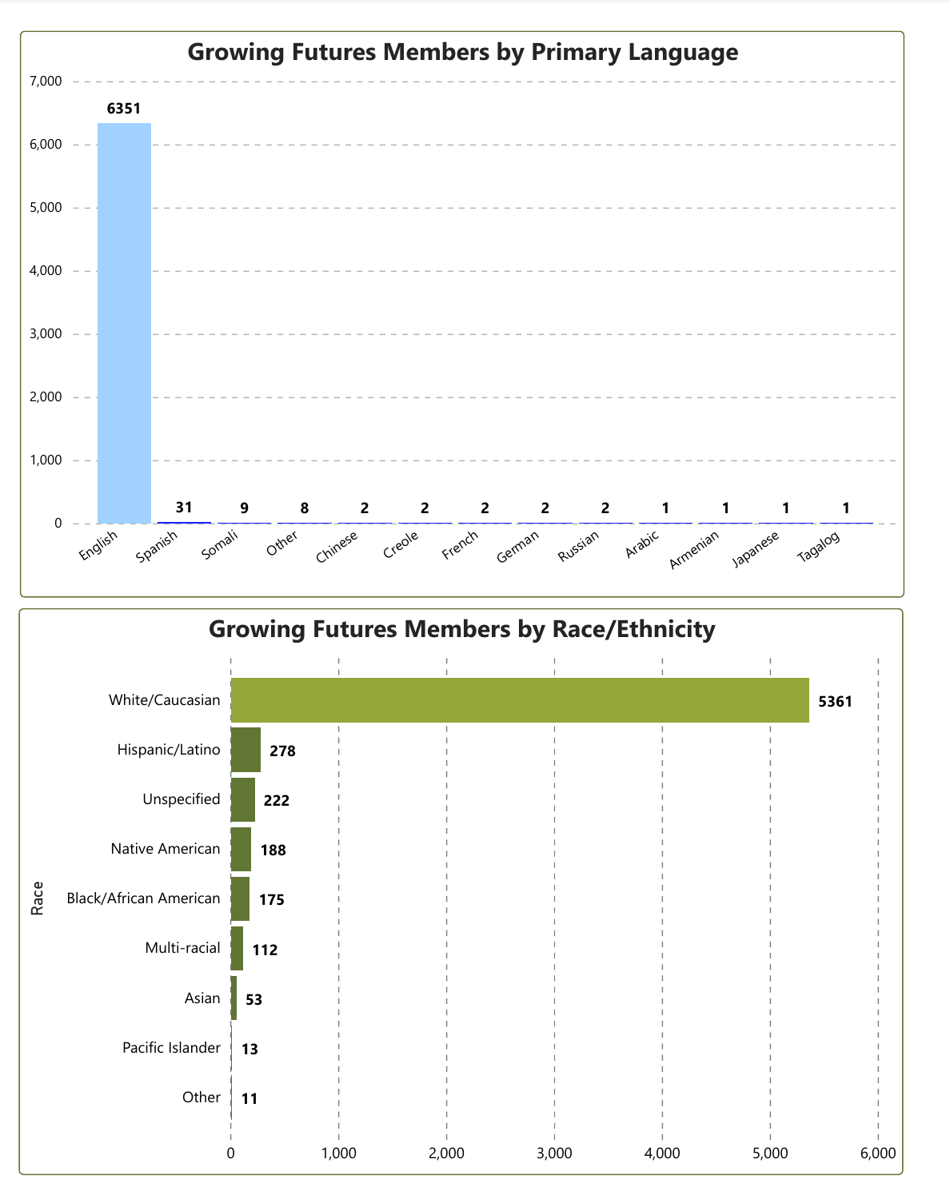## Growing Futures Members by Primary Language

7,000
6,000
5,000
4,000
3,000
2,000
1,000
0

6351
31
9
8
2
2
2
2
2
1
1
1
1

English
Spanish
Somali
Other
Chinese
Creole
French
German
Russian
Arabic
Armenian
Japanese
Tagalog

## Growing Futures Members by Race/Ethnicity

Race

White/Caucasian 5361
Hispanic/Latino 278
Unspecified 222
Native American 188
Black/African American 175
Multi-racial 112
Asian 53
Pacific Islander 13
Other 11

0
1,000
2,000
3,000
4,000
5,000
6,000